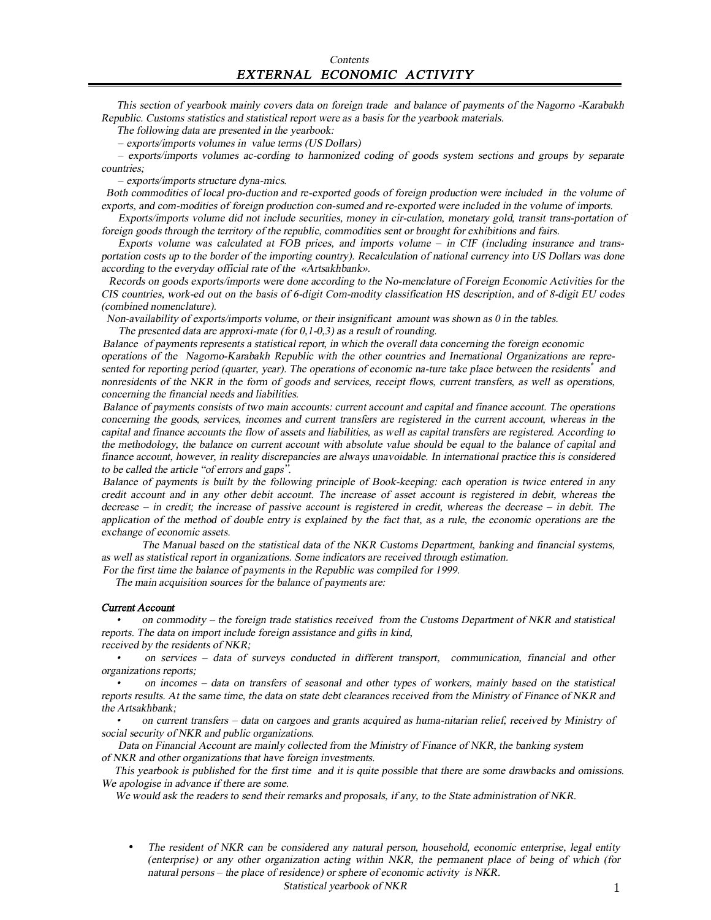*Contents*

# *EXTERNAL ECONOMIC ACTIVITY*

*This section of yearbook mainly covers data on foreign trade and balance of payments of the Nagorno -Karabakh Republic. Customs statistics and statistical report were as a basis for the yearbook materials.*

*The following data are presented in the yearbook:*

*– exports/imports volumes in value terms (US Dollars)*

*– exports/imports volumes ac-cording to harmonized coding of goods system sections and groups by separate countries;*

*– exports/imports structure dyna-mics.*

*Both commodities of local pro-duction and re-exported goods of foreign production were included in the volume of exports, and com-modities of foreign production con-sumed and re-exported were included in the volume of imports.*

*Exports/imports volume did not include securities, money in cir-culation, monetary gold, transit trans-portation of foreign goods through the territory of the republic, commodities sent or brought for exhibitions and fairs.*

*Exports volume was calculated at FOB prices, and imports volume – in CIF (including insurance and trans-portation costs up to the border of the importing country). Recalculation of national currency into US Dollars was done according to the everyday official rate of the «Artsakhbank».*

*Records on goods exports/imports were done according to the No-menclature of Foreign Economic Activities for the CIS countries, work-ed out on the basis of 6-digit Com-modity classification HS description, and of 8-digit EU codes (combined nomenclature).*

*Non-availability of exports/imports volume, or their insignificant amount was shown as 0 in the tables.*

*The presented data are approxi-mate (for 0,1-0,3) as a result of rounding.*

*Balance of payments represents a statistical report, in which the overall data concerning the foreign economic operations of the Nagorno-Karabakh Republic with the other countries and Inernational Organizations are repre-sented for reporting period (quarter, year). The operations of economic na-ture take place between the residents\* and nonresidents of the NKR in the form of goods and services, receipt flows, current transfers, as well as operations, concerning the financial needs and liabilities.*

*Balance of payments consists of two main accounts: current account and capital and finance account. The operations concerning the goods, services, incomes and current transfers are registered in the current account, whereas in the capital and finance accounts the flow of assets and liabilities, as well as capital transfers are registered. According to the methodology, the balance on current account with absolute value should be equal to the balance of capital and finance account, however, in reality discrepancies are always unavoidable. In international practice this is considered to be called the article "of errors and gaps".*

*Balance of payments is built by the following principle of Book-keeping: each operation is twice entered in any credit account and in any other debit account. The increase of asset account is registered in debit, whereas the decrease – in credit; the increase of passive account is registered in credit, whereas the decrease – in debit. The application of the method of double entry is explained by the fact that, as a rule, the economic operations are the exchange of economic assets.*

*The Manual based on the statistical data of the NKR Customs Department, banking and financial systems, as well as statistical report in organizations. Some indicators are received through estimation.*

*For the first time the balance of payments in the Republic was compiled for 1999.*

*The main acquisition sources for the balance of payments are:*

***Current Account***

- *on commodity – the foreign trade statistics received from the Customs Department of NKR and statistical reports. The data on import include foreign assistance and gifts in kind, received by the residents of NKR;*
- *on services – data of surveys conducted in different transport, communication, financial and other organizations reports;*
- *on incomes – data on transfers of seasonal and other types of workers, mainly based on the statistical reports results. At the same time, the data on state debt clearances received from the Ministry of Finance of NKR and the Artsakhbank;*
- *on current transfers – data on cargoes and grants acquired as huma-nitarian relief, received by Ministry of social security of NKR and public organizations.*

*Data on Financial Account are mainly collected from the Ministry of Finance of NKR, the banking system of NKR and other organizations that have foreign investments.*

*This yearbook is published for the first time and it is quite possible that there are some drawbacks and omissions. We apologise in advance if there are some.*

*We would ask the readers to send their remarks and proposals, if any, to the State administration of NKR.*

- *The resident of NKR can be considered any natural person, household, economic enterprise, legal entity (enterprise) or any other organization acting within NKR, the permanent place of being of which (for natural persons – the place of residence) or sphere of economic activity is NKR.*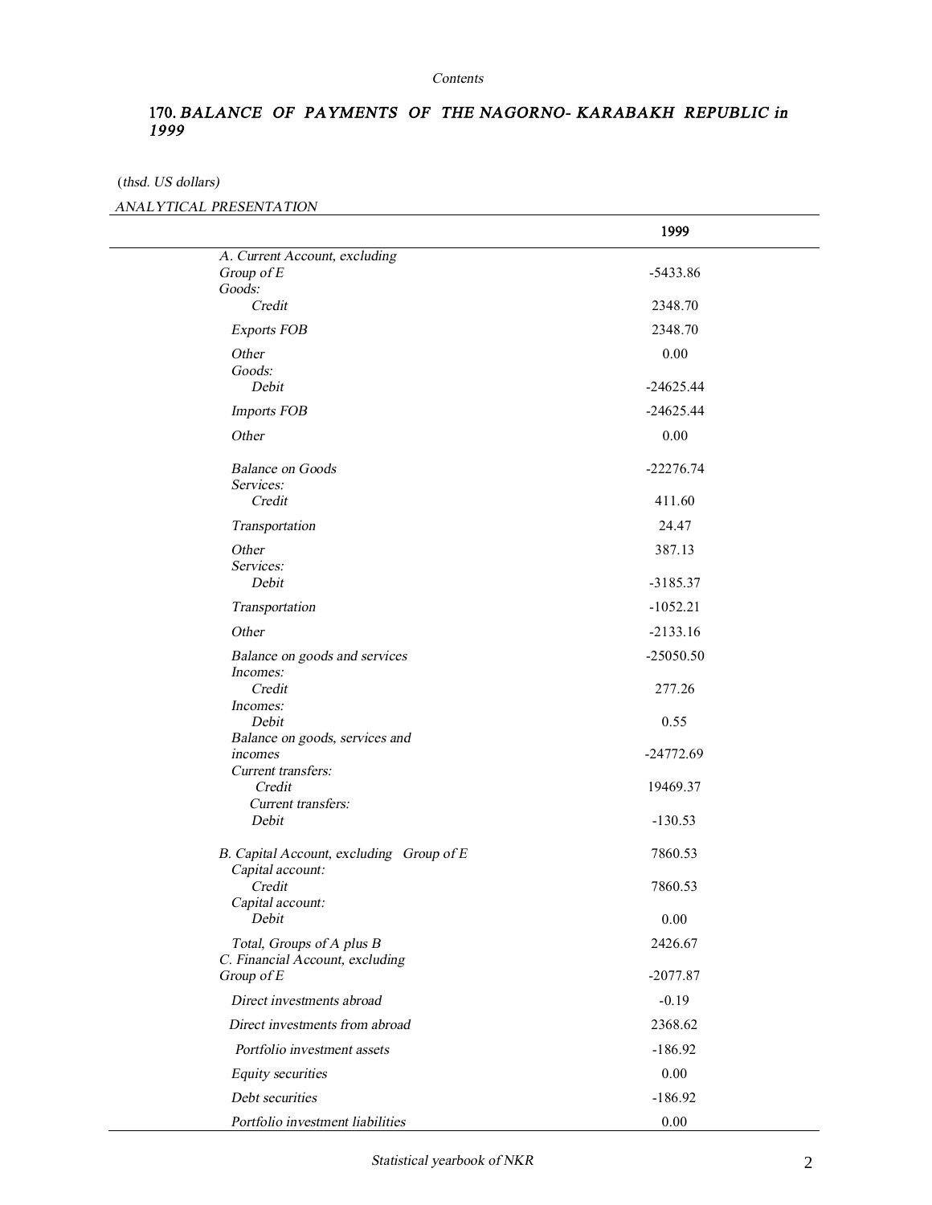### 170. *BALANCE OF PAYMENTS OF THE NAGORNO- KARABAKH REPUBLIC in 1999*

(*thsd. US dollars*)

*ANALYTICAL PRESENTATION*

| | 1999 |
|---|---|
| *A. Current Account, excluding Group of E* | -5433.86 |
| *Goods: Credit* | 2348.70 |
| *Exports FOB* | 2348.70 |
| *Other* | 0.00 |
| *Goods: Debit* | -24625.44 |
| *Imports FOB* | -24625.44 |
| *Other* | 0.00 |
| *Balance on Goods* | -22276.74 |
| *Services: Credit* | 411.60 |
| *Transportation* | 24.47 |
| *Other* | 387.13 |
| *Services: Debit* | -3185.37 |
| *Transportation* | -1052.21 |
| *Other* | -2133.16 |
| *Balance on goods and services* | -25050.50 |
| *Incomes: Credit* | 277.26 |
| *Incomes: Debit* | 0.55 |
| *Balance on goods, services and incomes* | -24772.69 |
| *Current transfers: Credit* | 19469.37 |
| *Current transfers: Debit* | -130.53 |
| *B. Capital Account, excluding Group of E* | 7860.53 |
| *Capital account: Credit* | 7860.53 |
| *Capital account: Debit* | 0.00 |
| *Total, Groups of A plus B* | 2426.67 |
| *C. Financial Account, excluding Group of E* | -2077.87 |
| *Direct investments abroad* | -0.19 |
| *Direct investments from abroad* | 2368.62 |
| *Portfolio investment assets* | -186.92 |
| *Equity securities* | 0.00 |
| *Debt securities* | -186.92 |
| *Portfolio investment liabilities* | 0.00 |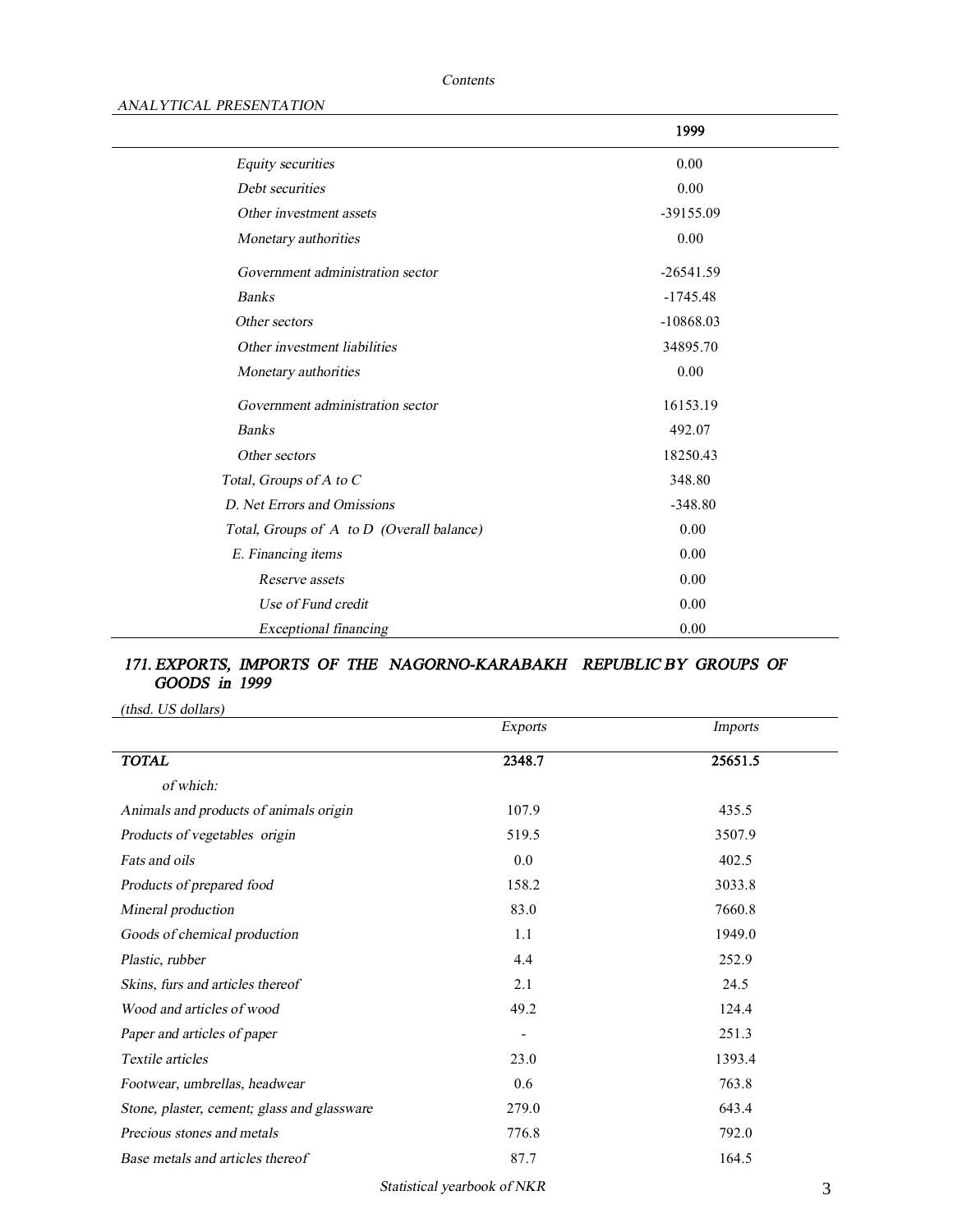*Contents*

*ANALYTICAL PRESENTATION*

| | 1999 |
|---|---|
| *Equity securities* | 0.00 |
| *Debt securities* | 0.00 |
| *Other investment assets* | -39155.09 |
| *Monetary authorities* | 0.00 |
| *Government administration sector* | -26541.59 |
| *Banks* | -1745.48 |
| *Other sectors* | -10868.03 |
| *Other investment liabilities* | 34895.70 |
| *Monetary authorities* | 0.00 |
| *Government administration sector* | 16153.19 |
| *Banks* | 492.07 |
| *Other sectors* | 18250.43 |
| *Total, Groups of A to C* | 348.80 |
| *D. Net Errors and Omissions* | -348.80 |
| *Total, Groups of A to D (Overall balance)* | 0.00 |
| *E. Financing items* | 0.00 |
| *Reserve assets* | 0.00 |
| *Use of Fund credit* | 0.00 |
| *Exceptional financing* | 0.00 |

### *171. EXPORTS, IMPORTS OF THE NAGORNO-KARABAKH REPUBLIC BY GROUPS OF GOODS in 1999*

*(thsd. US dollars)*

| | *Exports* | *Imports* |
|---|---|---|
| ***TOTAL*** | **2348.7** | **25651.5** |
| *of which:* | | |
| *Animals and products of animals origin* | 107.9 | 435.5 |
| *Products of vegetables origin* | 519.5 | 3507.9 |
| *Fats and oils* | 0.0 | 402.5 |
| *Products of prepared food* | 158.2 | 3033.8 |
| *Mineral production* | 83.0 | 7660.8 |
| *Goods of chemical production* | 1.1 | 1949.0 |
| *Plastic, rubber* | 4.4 | 252.9 |
| *Skins, furs and articles thereof* | 2.1 | 24.5 |
| *Wood and articles of wood* | 49.2 | 124.4 |
| *Paper and articles of paper* | - | 251.3 |
| *Textile articles* | 23.0 | 1393.4 |
| *Footwear, umbrellas, headwear* | 0.6 | 763.8 |
| *Stone, plaster, cement; glass and glassware* | 279.0 | 643.4 |
| *Precious stones and metals* | 776.8 | 792.0 |
| *Base metals and articles thereof* | 87.7 | 164.5 |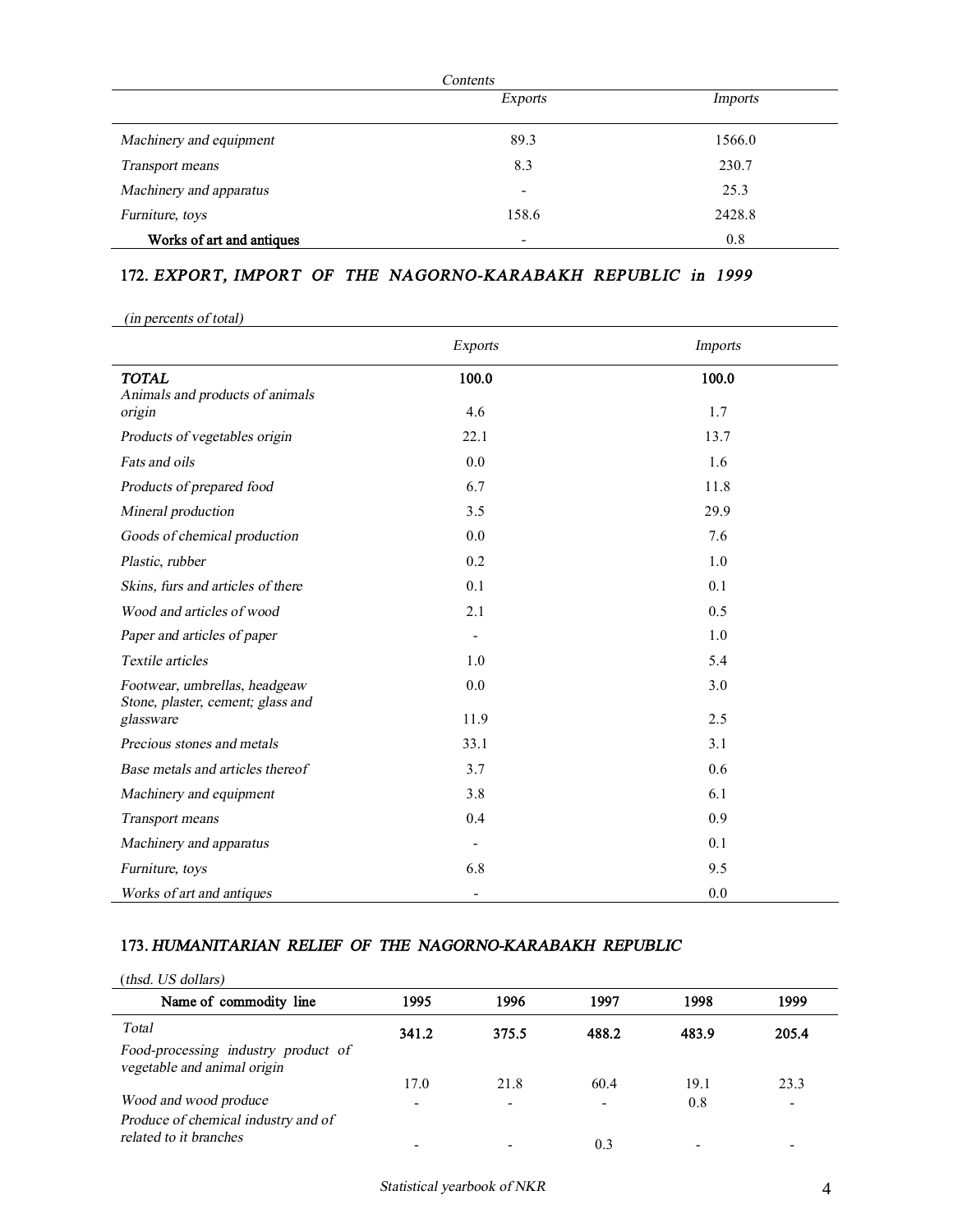| Contents | Exports | Imports |
|---|---|---|
| *Machinery and equipment* | 89.3 | 1566.0 |
| *Transport means* | 8.3 | 230.7 |
| *Machinery and apparatus* | - | 25.3 |
| *Furniture, toys* | 158.6 | 2428.8 |
| Works of art and antiques | - | 0.8 |

## 172. *EXPORT, IMPORT OF THE NAGORNO-KARABAKH REPUBLIC in 1999*

*(in percents of total)*

| | *Exports* | *Imports* |
|---|---|---|
| ***TOTAL*** | **100.0** | **100.0** |
| *Animals and products of animals origin* | 4.6 | 1.7 |
| *Products of vegetables origin* | 22.1 | 13.7 |
| *Fats and oils* | 0.0 | 1.6 |
| *Products of prepared food* | 6.7 | 11.8 |
| *Mineral production* | 3.5 | 29.9 |
| *Goods of chemical production* | 0.0 | 7.6 |
| *Plastic, rubber* | 0.2 | 1.0 |
| *Skins, furs and articles of there* | 0.1 | 0.1 |
| *Wood and articles of wood* | 2.1 | 0.5 |
| *Paper and articles of paper* | - | 1.0 |
| *Textile articles* | 1.0 | 5.4 |
| *Footwear, umbrellas, headgeaw* | 0.0 | 3.0 |
| *Stone, plaster, cement; glass and glassware* | 11.9 | 2.5 |
| *Precious stones and metals* | 33.1 | 3.1 |
| *Base metals and articles thereof* | 3.7 | 0.6 |
| *Machinery and equipment* | 3.8 | 6.1 |
| *Transport means* | 0.4 | 0.9 |
| *Machinery and apparatus* | - | 0.1 |
| *Furniture, toys* | 6.8 | 9.5 |
| *Works of art and antiques* | - | 0.0 |

## 173. *HUMANITARIAN RELIEF OF THE NAGORNO-KARABAKH REPUBLIC*

(*thsd. US dollars)*

| Name of commodity line | 1995 | 1996 | 1997 | 1998 | 1999 |
|---|---|---|---|---|---|
| *Total* | **341.2** | **375.5** | **488.2** | **483.9** | **205.4** |
| *Food-processing industry product of vegetable and animal origin* | 17.0 | 21.8 | 60.4 | 19.1 | 23.3 |
| *Wood and wood produce* | - | - | - | 0.8 | - |
| *Produce of chemical industry and of related to it branches* | - | - | 0.3 | - | - |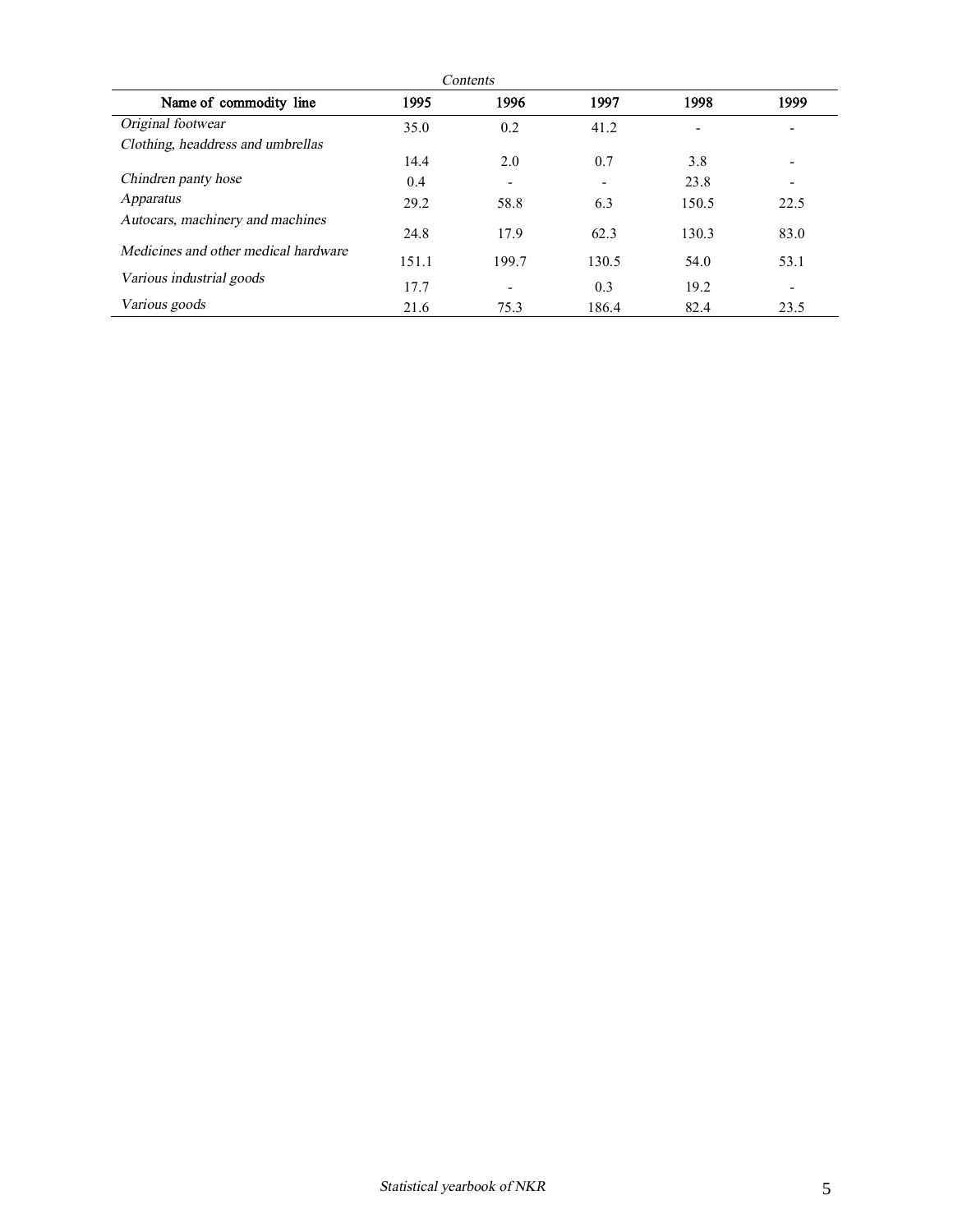*Contents*

| Name of commodity line | 1995 | 1996 | 1997 | 1998 | 1999 |
|---|---|---|---|---|---|
| *Original footwear* | 35.0 | 0.2 | 41.2 | - | - |
| *Clothing, headdress and umbrellas* | 14.4 | 2.0 | 0.7 | 3.8 | - |
| *Chindren panty hose* | 0.4 | - | - | 23.8 | - |
| *Apparatus* | 29.2 | 58.8 | 6.3 | 150.5 | 22.5 |
| *Autocars, machinery and machines* | 24.8 | 17.9 | 62.3 | 130.3 | 83.0 |
| *Medicines and other medical hardware* | 151.1 | 199.7 | 130.5 | 54.0 | 53.1 |
| *Various industrial goods* | 17.7 | - | 0.3 | 19.2 | - |
| *Various goods* | 21.6 | 75.3 | 186.4 | 82.4 | 23.5 |